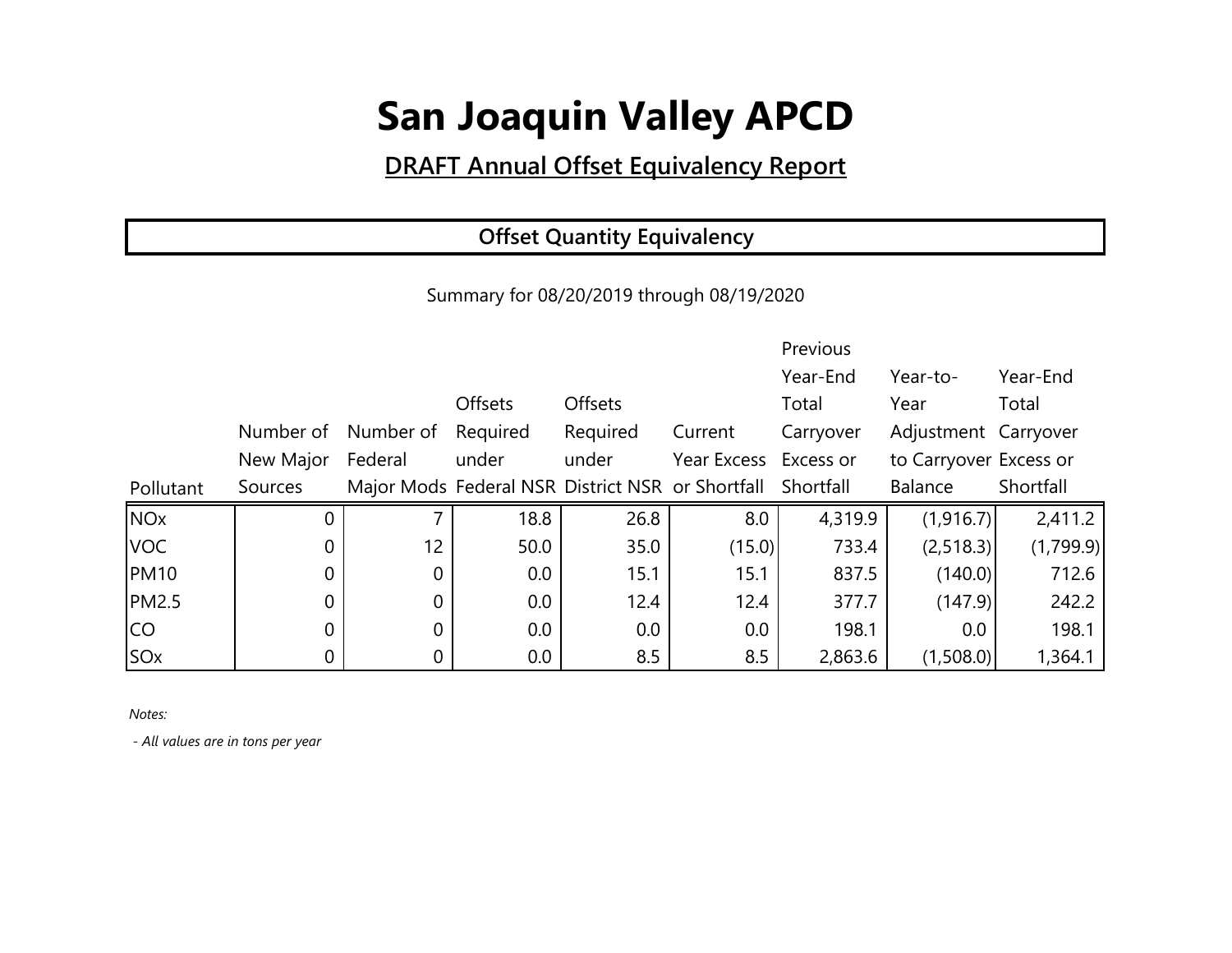# San Joaquin Valley APCD

## DRAFT Annual Offset Equivalency Report

### Offset Quantity Equivalency

Summary for 08/20/2019 through 08/19/2020

| Pollutant | Number of New Major Sources | Number of Federal Major Mods | Offsets Required under Federal NSR | Offsets Required under District NSR | Current Year Excess or Shortfall | Previous Year-End Total Carryover Excess or Shortfall | Year-to-Year Adjustment to Carryover Balance | Year-End Total Carryover Excess or Shortfall |
|---|---|---|---|---|---|---|---|---|
| NOx | 0 | 7 | 18.8 | 26.8 | 8.0 | 4,319.9 | (1,916.7) | 2,411.2 |
| VOC | 0 | 12 | 50.0 | 35.0 | (15.0) | 733.4 | (2,518.3) | (1,799.9) |
| PM10 | 0 | 0 | 0.0 | 15.1 | 15.1 | 837.5 | (140.0) | 712.6 |
| PM2.5 | 0 | 0 | 0.0 | 12.4 | 12.4 | 377.7 | (147.9) | 242.2 |
| CO | 0 | 0 | 0.0 | 0.0 | 0.0 | 198.1 | 0.0 | 198.1 |
| SOx | 0 | 0 | 0.0 | 8.5 | 8.5 | 2,863.6 | (1,508.0) | 1,364.1 |

*Notes:*

*- All values are in tons per year*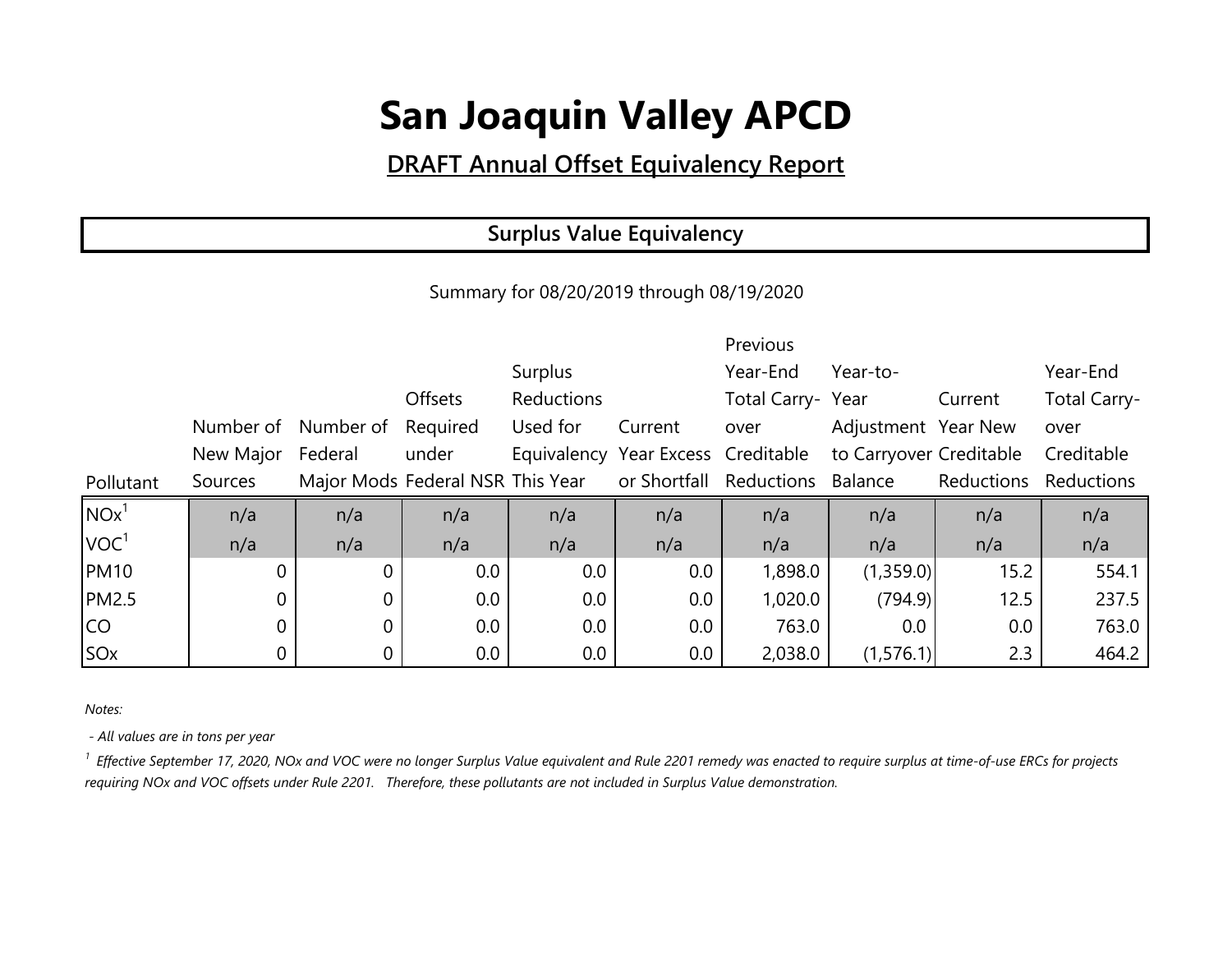# San Joaquin Valley APCD

## DRAFT Annual Offset Equivalency Report

### Surplus Value Equivalency

Summary for 08/20/2019 through 08/19/2020

| Pollutant | Number of New Major Sources | Number of Federal Major Mods | Offsets Required under Federal NSR | Surplus Reductions Used for Equivalency This Year | Current Year Excess or Shortfall | Previous Year-End Total Carry-over Creditable Reductions | Year-to-Year Adjustment to Carryover Balance | Current Year New Creditable Reductions | Year-End Total Carry-over Creditable Reductions |
|---|---|---|---|---|---|---|---|---|---|
| NOx[1] | n/a | n/a | n/a | n/a | n/a | n/a | n/a | n/a | n/a |
| VOC[1] | n/a | n/a | n/a | n/a | n/a | n/a | n/a | n/a | n/a |
| PM10 | 0 | 0 | 0.0 | 0.0 | 0.0 | 1,898.0 | (1,359.0) | 15.2 | 554.1 |
| PM2.5 | 0 | 0 | 0.0 | 0.0 | 0.0 | 1,020.0 | (794.9) | 12.5 | 237.5 |
| CO | 0 | 0 | 0.0 | 0.0 | 0.0 | 763.0 | 0.0 | 0.0 | 763.0 |
| SOx | 0 | 0 | 0.0 | 0.0 | 0.0 | 2,038.0 | (1,576.1) | 2.3 | 464.2 |

*Notes:*

*- All values are in tons per year*

[1] *Effective September 17, 2020, NOx and VOC were no longer Surplus Value equivalent and Rule 2201 remedy was enacted to require surplus at time-of-use ERCs for projects requiring NOx and VOC offsets under Rule 2201. Therefore, these pollutants are not included in Surplus Value demonstration.*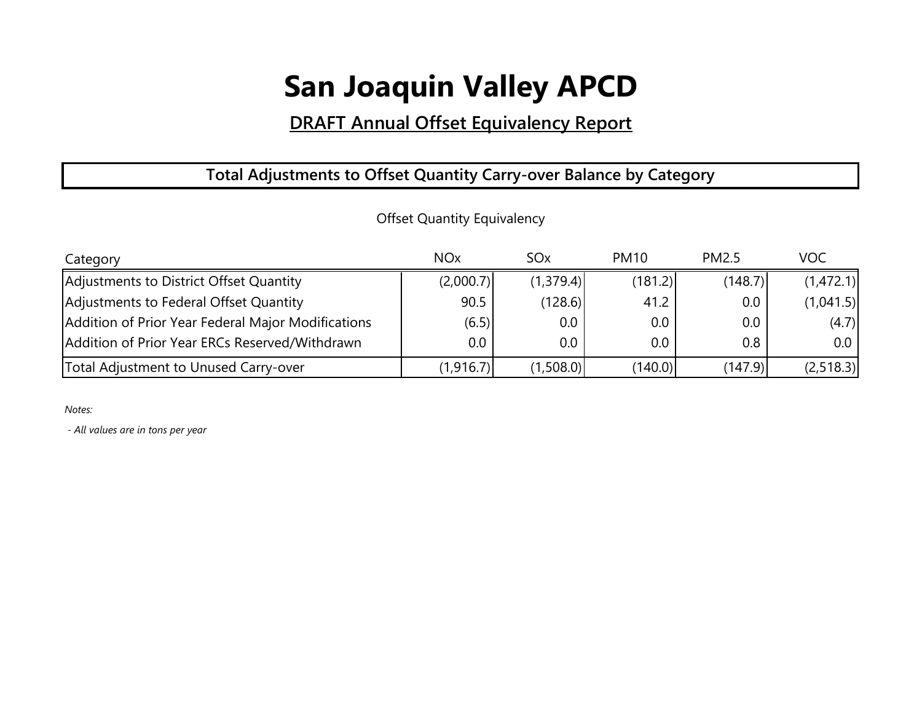# San Joaquin Valley APCD

## DRAFT Annual Offset Equivalency Report

### Total Adjustments to Offset Quantity Carry-over Balance by Category

Offset Quantity Equivalency

| Category | NOx | SOx | PM10 | PM2.5 | VOC |
|---|---|---|---|---|---|
| Adjustments to District Offset Quantity | (2,000.7) | (1,379.4) | (181.2) | (148.7) | (1,472.1) |
| Adjustments to Federal Offset Quantity | 90.5 | (128.6) | 41.2 | 0.0 | (1,041.5) |
| Addition of Prior Year Federal Major Modifications | (6.5) | 0.0 | 0.0 | 0.0 | (4.7) |
| Addition of Prior Year ERCs Reserved/Withdrawn | 0.0 | 0.0 | 0.0 | 0.8 | 0.0 |
| Total Adjustment to Unused Carry-over | (1,916.7) | (1,508.0) | (140.0) | (147.9) | (2,518.3) |

*Notes:*

*- All values are in tons per year*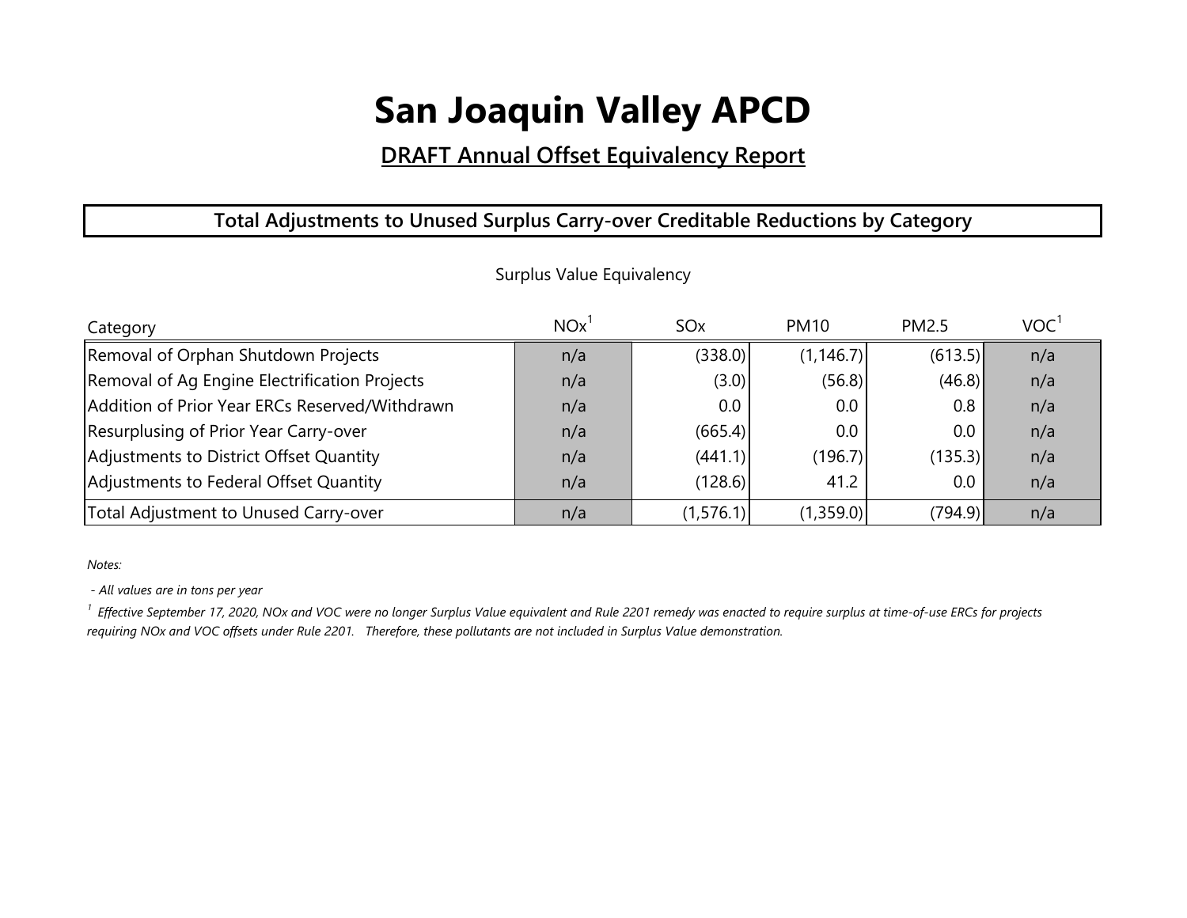# San Joaquin Valley APCD

## DRAFT Annual Offset Equivalency Report

### Total Adjustments to Unused Surplus Carry-over Creditable Reductions by Category

Surplus Value Equivalency

| Category | NOx[1] | SOx | PM10 | PM2.5 | VOC[1] |
|---|---|---|---|---|---|
| Removal of Orphan Shutdown Projects | n/a | (338.0) | (1,146.7) | (613.5) | n/a |
| Removal of Ag Engine Electrification Projects | n/a | (3.0) | (56.8) | (46.8) | n/a |
| Addition of Prior Year ERCs Reserved/Withdrawn | n/a | 0.0 | 0.0 | 0.8 | n/a |
| Resurplusing of Prior Year Carry-over | n/a | (665.4) | 0.0 | 0.0 | n/a |
| Adjustments to District Offset Quantity | n/a | (441.1) | (196.7) | (135.3) | n/a |
| Adjustments to Federal Offset Quantity | n/a | (128.6) | 41.2 | 0.0 | n/a |
| Total Adjustment to Unused Carry-over | n/a | (1,576.1) | (1,359.0) | (794.9) | n/a |

*Notes:*

*- All values are in tons per year*

[1] *Effective September 17, 2020, NOx and VOC were no longer Surplus Value equivalent and Rule 2201 remedy was enacted to require surplus at time-of-use ERCs for projects requiring NOx and VOC offsets under Rule 2201. Therefore, these pollutants are not included in Surplus Value demonstration.*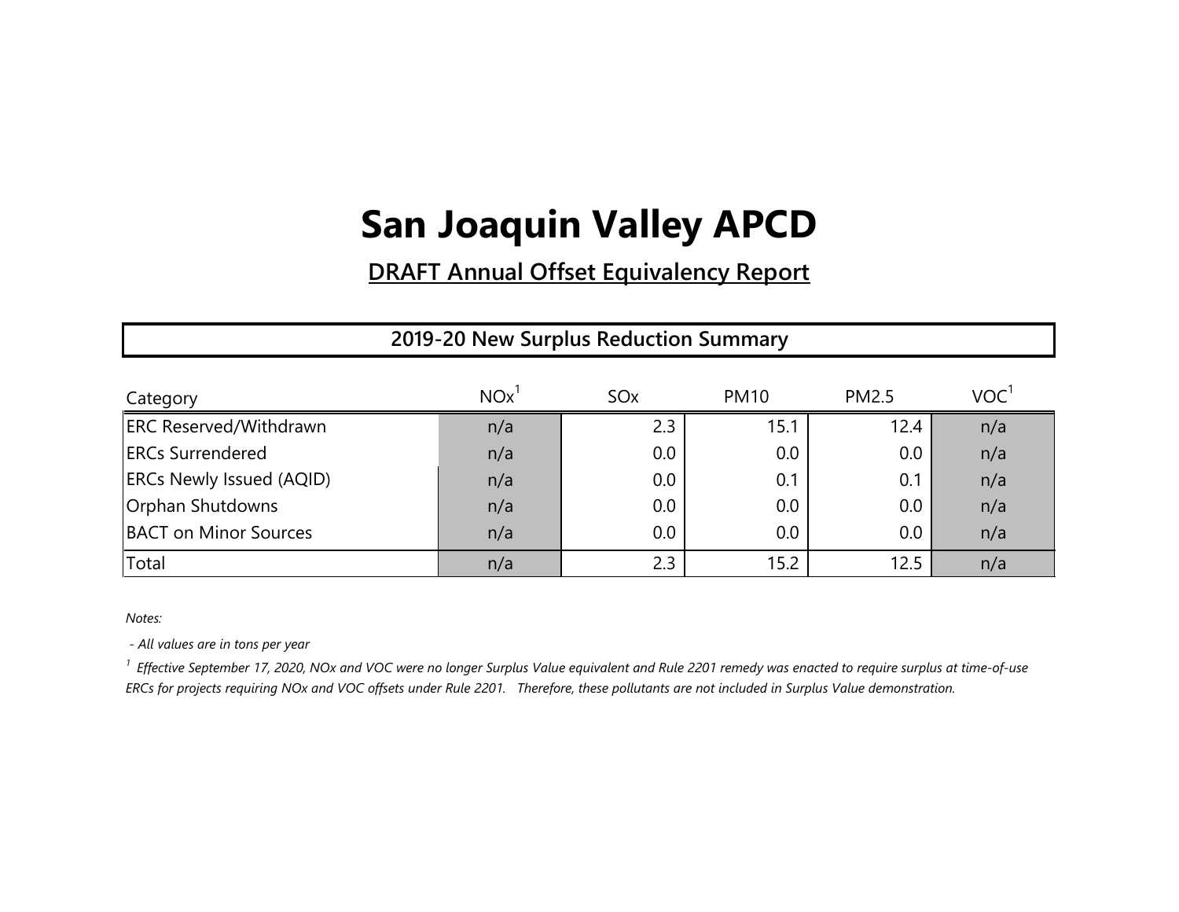# San Joaquin Valley APCD

## DRAFT Annual Offset Equivalency Report

### 2019-20 New Surplus Reduction Summary

| Category | NOx[1] | SOx | PM10 | PM2.5 | VOC[1] |
|---|---|---|---|---|---|
| ERC Reserved/Withdrawn | n/a | 2.3 | 15.1 | 12.4 | n/a |
| ERCs Surrendered | n/a | 0.0 | 0.0 | 0.0 | n/a |
| ERCs Newly Issued (AQID) | n/a | 0.0 | 0.1 | 0.1 | n/a |
| Orphan Shutdowns | n/a | 0.0 | 0.0 | 0.0 | n/a |
| BACT on Minor Sources | n/a | 0.0 | 0.0 | 0.0 | n/a |
| Total | n/a | 2.3 | 15.2 | 12.5 | n/a |

*Notes:*

*- All values are in tons per year*

[1] *Effective September 17, 2020, NOx and VOC were no longer Surplus Value equivalent and Rule 2201 remedy was enacted to require surplus at time-of-use ERCs for projects requiring NOx and VOC offsets under Rule 2201. Therefore, these pollutants are not included in Surplus Value demonstration.*